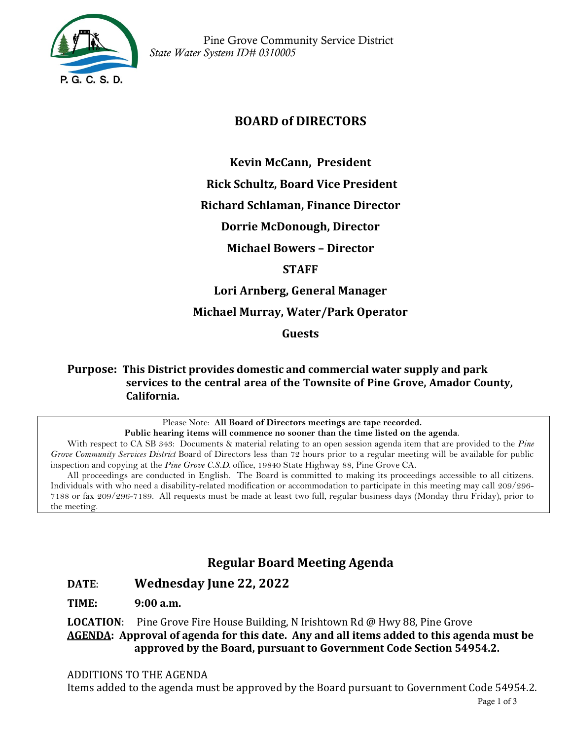Pine Grove Community Service District
*State Water System ID# 0310005*

# BOARD of DIRECTORS

**Kevin McCann, President**

**Rick Schultz, Board Vice President**

**Richard Schlaman, Finance Director**

**Dorrie McDonough, Director**

**Michael Bowers – Director**

**STAFF**

**Lori Arnberg, General Manager**

**Michael Murray, Water/Park Operator**

**Guests**

**Purpose: This District provides domestic and commercial water supply and park services to the central area of the Townsite of Pine Grove, Amador County, California.**

Please Note: **All Board of Directors meetings are tape recorded.**
**Public hearing items will commence no sooner than the time listed on the agenda**.

With respect to CA SB 343: Documents & material relating to an open session agenda item that are provided to the *Pine Grove Community Services District* Board of Directors less than 72 hours prior to a regular meeting will be available for public inspection and copying at the *Pine Grove C.S.D.* office, 19840 State Highway 88, Pine Grove CA.

All proceedings are conducted in English. The Board is committed to making its proceedings accessible to all citizens. Individuals with who need a disability-related modification or accommodation to participate in this meeting may call 209/296-7188 or fax 209/296-7189. All requests must be made at least two full, regular business days (Monday thru Friday), prior to the meeting.

## Regular Board Meeting Agenda

**DATE**: **Wednesday June 22, 2022**

**TIME: 9:00 a.m.**

**LOCATION**: Pine Grove Fire House Building, N Irishtown Rd @ Hwy 88, Pine Grove

**AGENDA: Approval of agenda for this date. Any and all items added to this agenda must be approved by the Board, pursuant to Government Code Section 54954.2.**

ADDITIONS TO THE AGENDA
Items added to the agenda must be approved by the Board pursuant to Government Code 54954.2.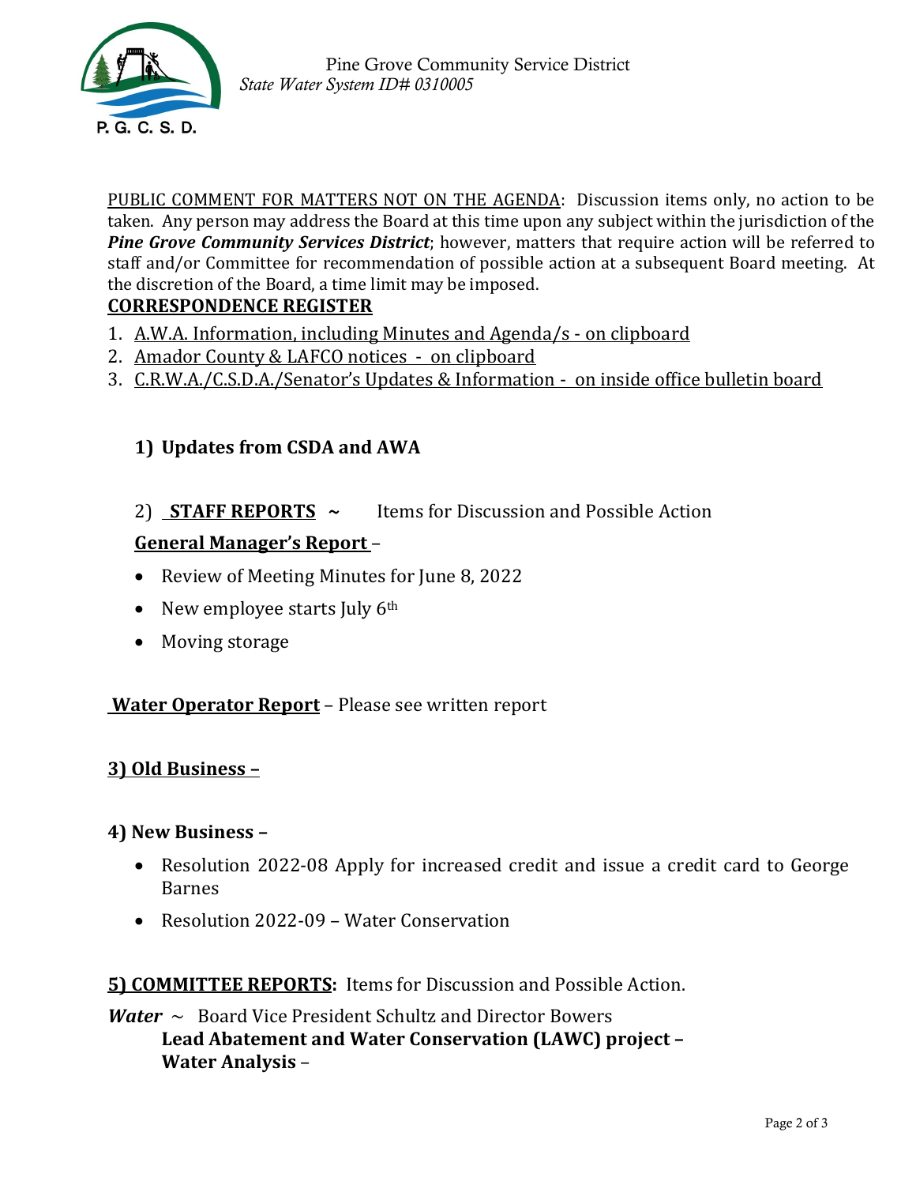PUBLIC COMMENT FOR MATTERS NOT ON THE AGENDA: Discussion items only, no action to be taken. Any person may address the Board at this time upon any subject within the jurisdiction of the ***Pine Grove Community Services District***; however, matters that require action will be referred to staff and/or Committee for recommendation of possible action at a subsequent Board meeting. At the discretion of the Board, a time limit may be imposed.

**CORRESPONDENCE REGISTER**

1. A.W.A. Information, including Minutes and Agenda/s - on clipboard
2. Amador County & LAFCO notices - on clipboard
3. C.R.W.A./C.S.D.A./Senator's Updates & Information - on inside office bulletin board

**1) Updates from CSDA and AWA**

2) **STAFF REPORTS ~** Items for Discussion and Possible Action

**General Manager's Report** –

- Review of Meeting Minutes for June 8, 2022
- New employee starts July 6th
- Moving storage

**Water Operator Report** – Please see written report

**3) Old Business –**

**4) New Business –**

- Resolution 2022-08 Apply for increased credit and issue a credit card to George Barnes
- Resolution 2022-09 – Water Conservation

**5) COMMITTEE REPORTS:** Items for Discussion and Possible Action.

***Water*** ~ Board Vice President Schultz and Director Bowers

**Lead Abatement and Water Conservation (LAWC) project –**

**Water Analysis** –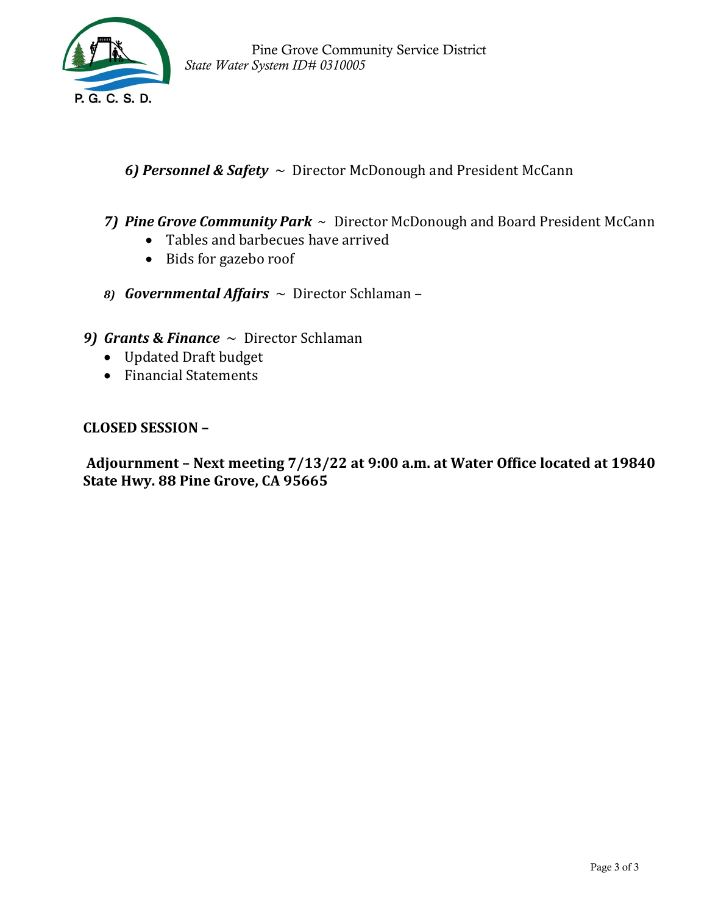*6) Personnel & Safety* ~ Director McDonough and President McCann

*7) Pine Grove Community Park* ~ Director McDonough and Board President McCann
- Tables and barbecues have arrived
- Bids for gazebo roof

*8) Governmental Affairs* ~ Director Schlaman –

*9) Grants & Finance* ~ Director Schlaman
- Updated Draft budget
- Financial Statements

**CLOSED SESSION –**

**Adjournment – Next meeting 7/13/22 at 9:00 a.m. at Water Office located at 19840 State Hwy. 88 Pine Grove, CA 95665**